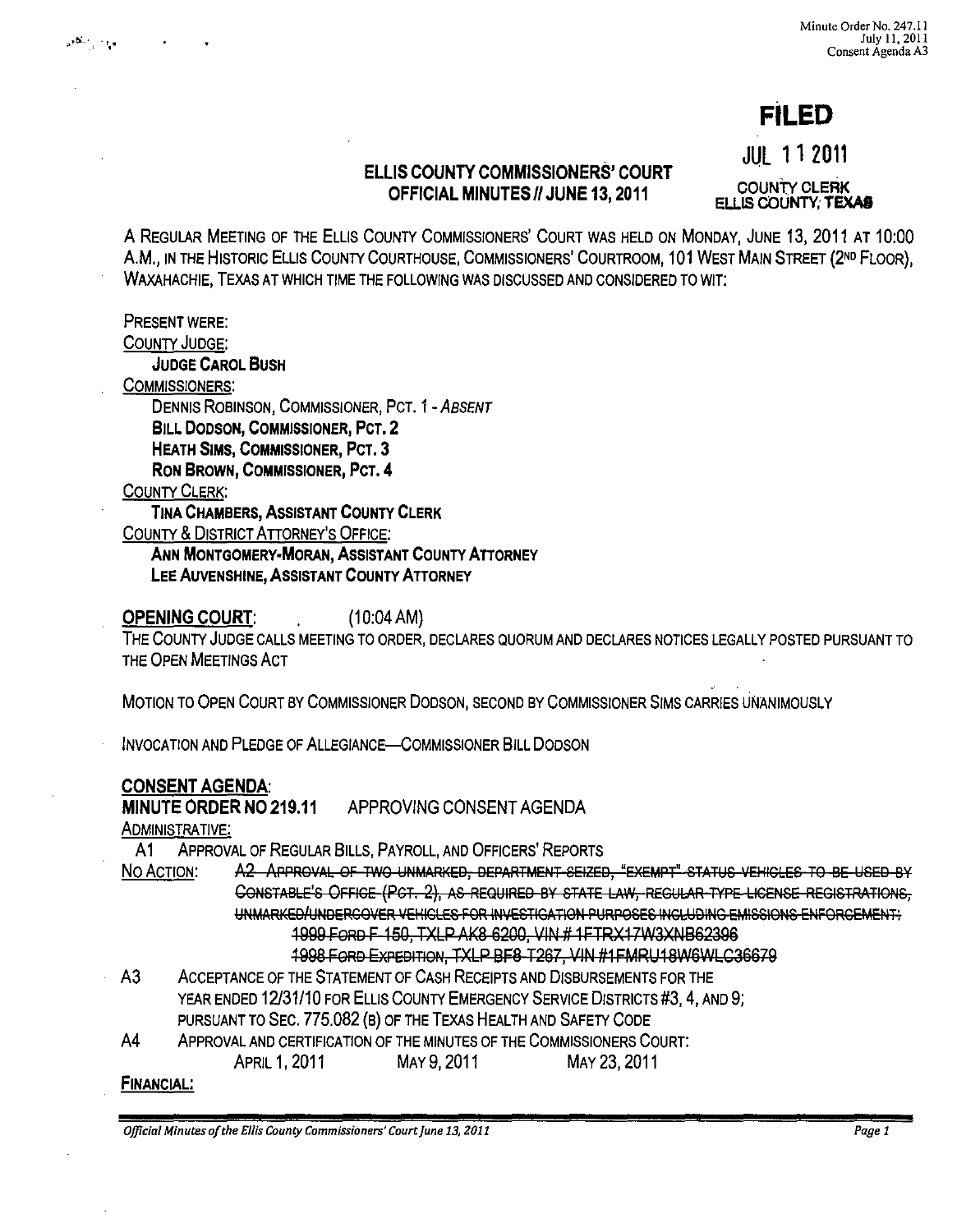Minute Order No. 247.11
July 11, 2011
Consent Agenda A3

# FILED

JUL 11 2011

COUNTY CLERK
ELLIS COUNTY, TEXAS

## ELLIS COUNTY COMMISSIONERS' COURT
## OFFICIAL MINUTES // JUNE 13, 2011

A REGULAR MEETING OF THE ELLIS COUNTY COMMISSIONERS' COURT WAS HELD ON MONDAY, JUNE 13, 2011 AT 10:00 A.M., IN THE HISTORIC ELLIS COUNTY COURTHOUSE, COMMISSIONERS' COURTROOM, 101 WEST MAIN STREET (2ND FLOOR), WAXAHACHIE, TEXAS AT WHICH TIME THE FOLLOWING WAS DISCUSSED AND CONSIDERED TO WIT:

PRESENT WERE:

COUNTY JUDGE:

**JUDGE CAROL BUSH**

COMMISSIONERS:

DENNIS ROBINSON, COMMISSIONER, PCT. 1 - *ABSENT*
**BILL DODSON, COMMISSIONER, PCT. 2**
**HEATH SIMS, COMMISSIONER, PCT. 3**
**RON BROWN, COMMISSIONER, PCT. 4**

COUNTY CLERK:

**TINA CHAMBERS, ASSISTANT COUNTY CLERK**

COUNTY & DISTRICT ATTORNEY'S OFFICE:

**ANN MONTGOMERY-MORAN, ASSISTANT COUNTY ATTORNEY**
**LEE AUVENSHINE, ASSISTANT COUNTY ATTORNEY**

**OPENING COURT**: (10:04 AM)

THE COUNTY JUDGE CALLS MEETING TO ORDER, DECLARES QUORUM AND DECLARES NOTICES LEGALLY POSTED PURSUANT TO THE OPEN MEETINGS ACT

MOTION TO OPEN COURT BY COMMISSIONER DODSON, SECOND BY COMMISSIONER SIMS CARRIES UNANIMOUSLY

INVOCATION AND PLEDGE OF ALLEGIANCE—COMMISSIONER BILL DODSON

**CONSENT AGENDA**:

**MINUTE ORDER NO 219.11** APPROVING CONSENT AGENDA

ADMINISTRATIVE:

A1 APPROVAL OF REGULAR BILLS, PAYROLL, AND OFFICERS' REPORTS

NO ACTION: ~~A2 APPROVAL OF TWO UNMARKED, DEPARTMENT SEIZED, "EXEMPT" STATUS VEHICLES TO BE USED BY CONSTABLE'S OFFICE (PCT. 2), AS REQUIRED BY STATE LAW, REGULAR TYPE LICENSE REGISTRATIONS, UNMARKED/UNDERCOVER VEHICLES FOR INVESTIGATION PURPOSES INCLUDING EMISSIONS ENFORCEMENT:~~
~~1999 FORD F-150, TXLP AK8-6200, VIN # 1FTRX17W3XNB62396~~
~~1998 FORD EXPEDITION, TXLP BF8-T267, VIN #1FMRU18W6WLC36679~~

A3 ACCEPTANCE OF THE STATEMENT OF CASH RECEIPTS AND DISBURSEMENTS FOR THE YEAR ENDED 12/31/10 FOR ELLIS COUNTY EMERGENCY SERVICE DISTRICTS #3, 4, AND 9; PURSUANT TO SEC. 775.082 (B) OF THE TEXAS HEALTH AND SAFETY CODE

A4 APPROVAL AND CERTIFICATION OF THE MINUTES OF THE COMMISSIONERS COURT:
APRIL 1, 2011 MAY 9, 2011 MAY 23, 2011

**FINANCIAL:**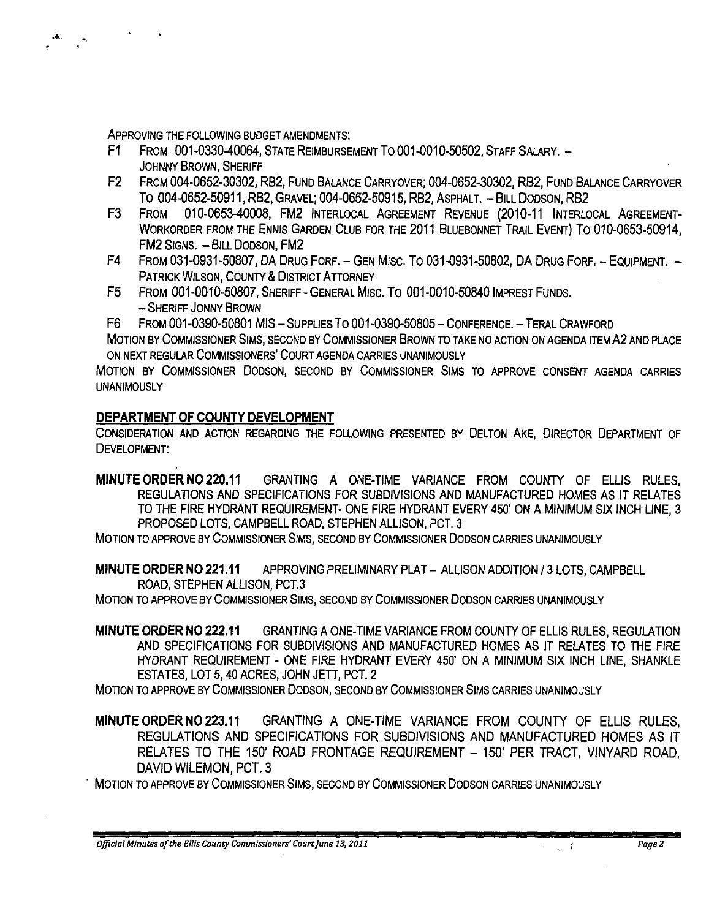APPROVING THE FOLLOWING BUDGET AMENDMENTS:

- F1 FROM 001-0330-40064, STATE REIMBURSEMENT TO 001-0010-50502, STAFF SALARY. – JOHNNY BROWN, SHERIFF
- F2 FROM 004-0652-30302, RB2, FUND BALANCE CARRYOVER; 004-0652-30302, RB2, FUND BALANCE CARRYOVER TO 004-0652-50911, RB2, GRAVEL; 004-0652-50915, RB2, ASPHALT. – BILL DODSON, RB2
- F3 FROM 010-0653-40008, FM2 INTERLOCAL AGREEMENT REVENUE (2010-11 INTERLOCAL AGREEMENT-WORKORDER FROM THE ENNIS GARDEN CLUB FOR THE 2011 BLUEBONNET TRAIL EVENT) TO 010-0653-50914, FM2 SIGNS. – BILL DODSON, FM2
- F4 FROM 031-0931-50807, DA DRUG FORF. – GEN MISC. TO 031-0931-50802, DA DRUG FORF. – EQUIPMENT. – PATRICK WILSON, COUNTY & DISTRICT ATTORNEY
- F5 FROM 001-0010-50807, SHERIFF - GENERAL MISC. TO 001-0010-50840 IMPREST FUNDS. – SHERIFF JONNY BROWN
- F6 FROM 001-0390-50801 MIS – SUPPLIES TO 001-0390-50805 – CONFERENCE. – TERAL CRAWFORD

MOTION BY COMMISSIONER SIMS, SECOND BY COMMISSIONER BROWN TO TAKE NO ACTION ON AGENDA ITEM A2 AND PLACE ON NEXT REGULAR COMMISSIONERS' COURT AGENDA CARRIES UNANIMOUSLY

MOTION BY COMMISSIONER DODSON, SECOND BY COMMISSIONER SIMS TO APPROVE CONSENT AGENDA CARRIES UNANIMOUSLY

## DEPARTMENT OF COUNTY DEVELOPMENT

CONSIDERATION AND ACTION REGARDING THE FOLLOWING PRESENTED BY DELTON AKE, DIRECTOR DEPARTMENT OF DEVELOPMENT:

**MINUTE ORDER NO 220.11** GRANTING A ONE-TIME VARIANCE FROM COUNTY OF ELLIS RULES, REGULATIONS AND SPECIFICATIONS FOR SUBDIVISIONS AND MANUFACTURED HOMES AS IT RELATES TO THE FIRE HYDRANT REQUIREMENT- ONE FIRE HYDRANT EVERY 450' ON A MINIMUM SIX INCH LINE, 3 PROPOSED LOTS, CAMPBELL ROAD, STEPHEN ALLISON, PCT. 3

MOTION TO APPROVE BY COMMISSIONER SIMS, SECOND BY COMMISSIONER DODSON CARRIES UNANIMOUSLY

**MINUTE ORDER NO 221.11** APPROVING PRELIMINARY PLAT – ALLISON ADDITION / 3 LOTS, CAMPBELL ROAD, STEPHEN ALLISON, PCT.3

MOTION TO APPROVE BY COMMISSIONER SIMS, SECOND BY COMMISSIONER DODSON CARRIES UNANIMOUSLY

**MINUTE ORDER NO 222.11** GRANTING A ONE-TIME VARIANCE FROM COUNTY OF ELLIS RULES, REGULATION AND SPECIFICATIONS FOR SUBDIVISIONS AND MANUFACTURED HOMES AS IT RELATES TO THE FIRE HYDRANT REQUIREMENT - ONE FIRE HYDRANT EVERY 450' ON A MINIMUM SIX INCH LINE, SHANKLE ESTATES, LOT 5, 40 ACRES, JOHN JETT, PCT. 2

MOTION TO APPROVE BY COMMISSIONER DODSON, SECOND BY COMMISSIONER SIMS CARRIES UNANIMOUSLY

**MINUTE ORDER NO 223.11** GRANTING A ONE-TIME VARIANCE FROM COUNTY OF ELLIS RULES, REGULATIONS AND SPECIFICATIONS FOR SUBDIVISIONS AND MANUFACTURED HOMES AS IT RELATES TO THE 150' ROAD FRONTAGE REQUIREMENT – 150' PER TRACT, VINYARD ROAD, DAVID WILEMON, PCT. 3

MOTION TO APPROVE BY COMMISSIONER SIMS, SECOND BY COMMISSIONER DODSON CARRIES UNANIMOUSLY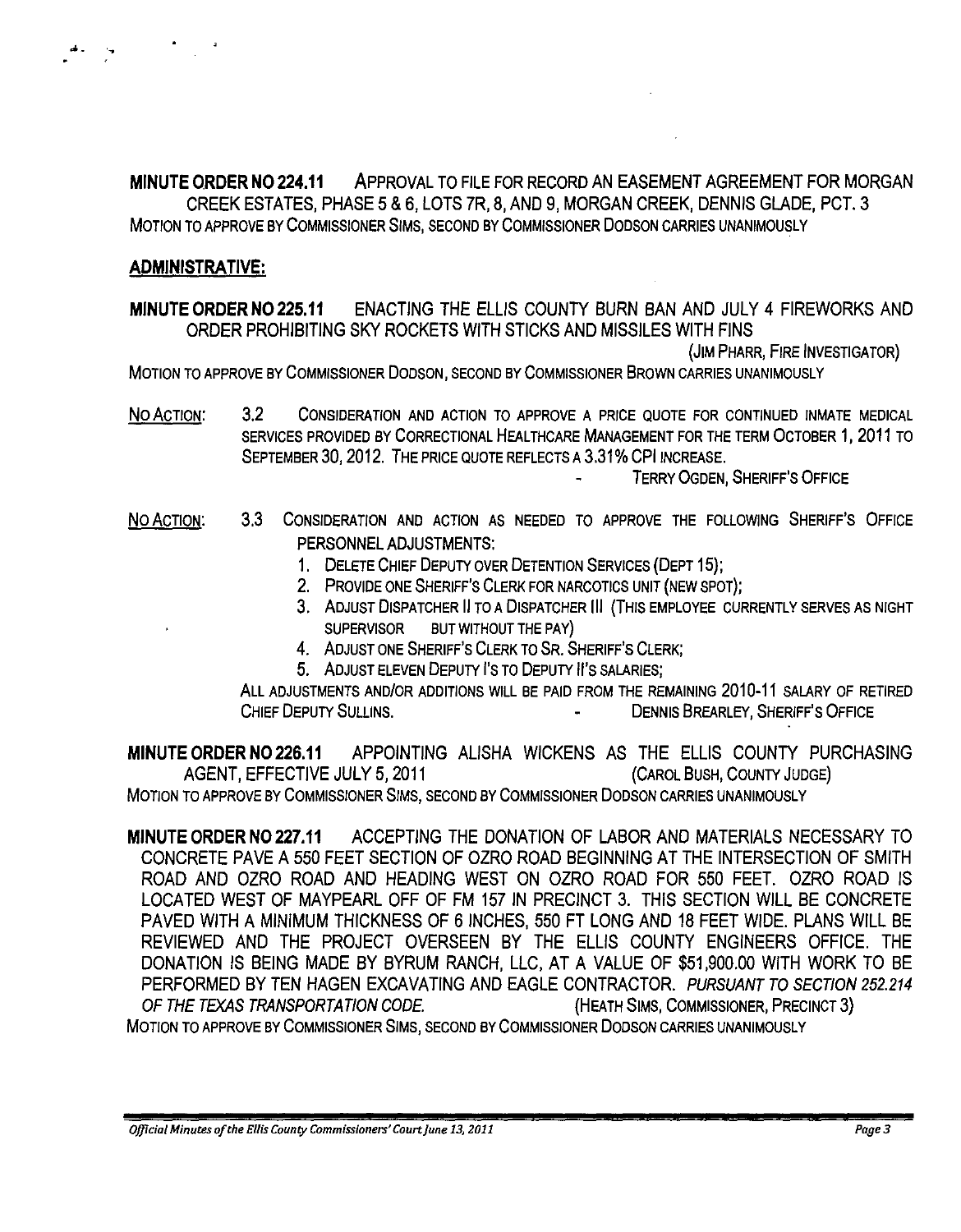**MINUTE ORDER NO 224.11** APPROVAL TO FILE FOR RECORD AN EASEMENT AGREEMENT FOR MORGAN CREEK ESTATES, PHASE 5 & 6, LOTS 7R, 8, AND 9, MORGAN CREEK, DENNIS GLADE, PCT. 3

MOTION TO APPROVE BY COMMISSIONER SIMS, SECOND BY COMMISSIONER DODSON CARRIES UNANIMOUSLY

## ADMINISTRATIVE:

**MINUTE ORDER NO 225.11** ENACTING THE ELLIS COUNTY BURN BAN AND JULY 4 FIREWORKS AND ORDER PROHIBITING SKY ROCKETS WITH STICKS AND MISSILES WITH FINS

(JIM PHARR, FIRE INVESTIGATOR)

MOTION TO APPROVE BY COMMISSIONER DODSON, SECOND BY COMMISSIONER BROWN CARRIES UNANIMOUSLY

NO ACTION: 3.2 CONSIDERATION AND ACTION TO APPROVE A PRICE QUOTE FOR CONTINUED INMATE MEDICAL SERVICES PROVIDED BY CORRECTIONAL HEALTHCARE MANAGEMENT FOR THE TERM OCTOBER 1, 2011 TO SEPTEMBER 30, 2012. THE PRICE QUOTE REFLECTS A 3.31% CPI INCREASE.

\- TERRY OGDEN, SHERIFF'S OFFICE

NO ACTION: 3.3 CONSIDERATION AND ACTION AS NEEDED TO APPROVE THE FOLLOWING SHERIFF'S OFFICE PERSONNEL ADJUSTMENTS:

1. DELETE CHIEF DEPUTY OVER DETENTION SERVICES (DEPT 15);
2. PROVIDE ONE SHERIFF'S CLERK FOR NARCOTICS UNIT (NEW SPOT);
3. ADJUST DISPATCHER II TO A DISPATCHER III (THIS EMPLOYEE CURRENTLY SERVES AS NIGHT SUPERVISOR BUT WITHOUT THE PAY)
4. ADJUST ONE SHERIFF'S CLERK TO SR. SHERIFF'S CLERK;
5. ADJUST ELEVEN DEPUTY I'S TO DEPUTY II'S SALARIES;

ALL ADJUSTMENTS AND/OR ADDITIONS WILL BE PAID FROM THE REMAINING 2010-11 SALARY OF RETIRED CHIEF DEPUTY SULLINS. - DENNIS BREARLEY, SHERIFF'S OFFICE

**MINUTE ORDER NO 226.11** APPOINTING ALISHA WICKENS AS THE ELLIS COUNTY PURCHASING AGENT, EFFECTIVE JULY 5, 2011 (CAROL BUSH, COUNTY JUDGE)

MOTION TO APPROVE BY COMMISSIONER SIMS, SECOND BY COMMISSIONER DODSON CARRIES UNANIMOUSLY

**MINUTE ORDER NO 227.11** ACCEPTING THE DONATION OF LABOR AND MATERIALS NECESSARY TO CONCRETE PAVE A 550 FEET SECTION OF OZRO ROAD BEGINNING AT THE INTERSECTION OF SMITH ROAD AND OZRO ROAD AND HEADING WEST ON OZRO ROAD FOR 550 FEET. OZRO ROAD IS LOCATED WEST OF MAYPEARL OFF OF FM 157 IN PRECINCT 3. THIS SECTION WILL BE CONCRETE PAVED WITH A MINIMUM THICKNESS OF 6 INCHES, 550 FT LONG AND 18 FEET WIDE. PLANS WILL BE REVIEWED AND THE PROJECT OVERSEEN BY THE ELLIS COUNTY ENGINEERS OFFICE. THE DONATION IS BEING MADE BY BYRUM RANCH, LLC, AT A VALUE OF $51,900.00 WITH WORK TO BE PERFORMED BY TEN HAGEN EXCAVATING AND EAGLE CONTRACTOR. *PURSUANT TO SECTION 252.214 OF THE TEXAS TRANSPORTATION CODE.* (HEATH SIMS, COMMISSIONER, PRECINCT 3)

MOTION TO APPROVE BY COMMISSIONER SIMS, SECOND BY COMMISSIONER DODSON CARRIES UNANIMOUSLY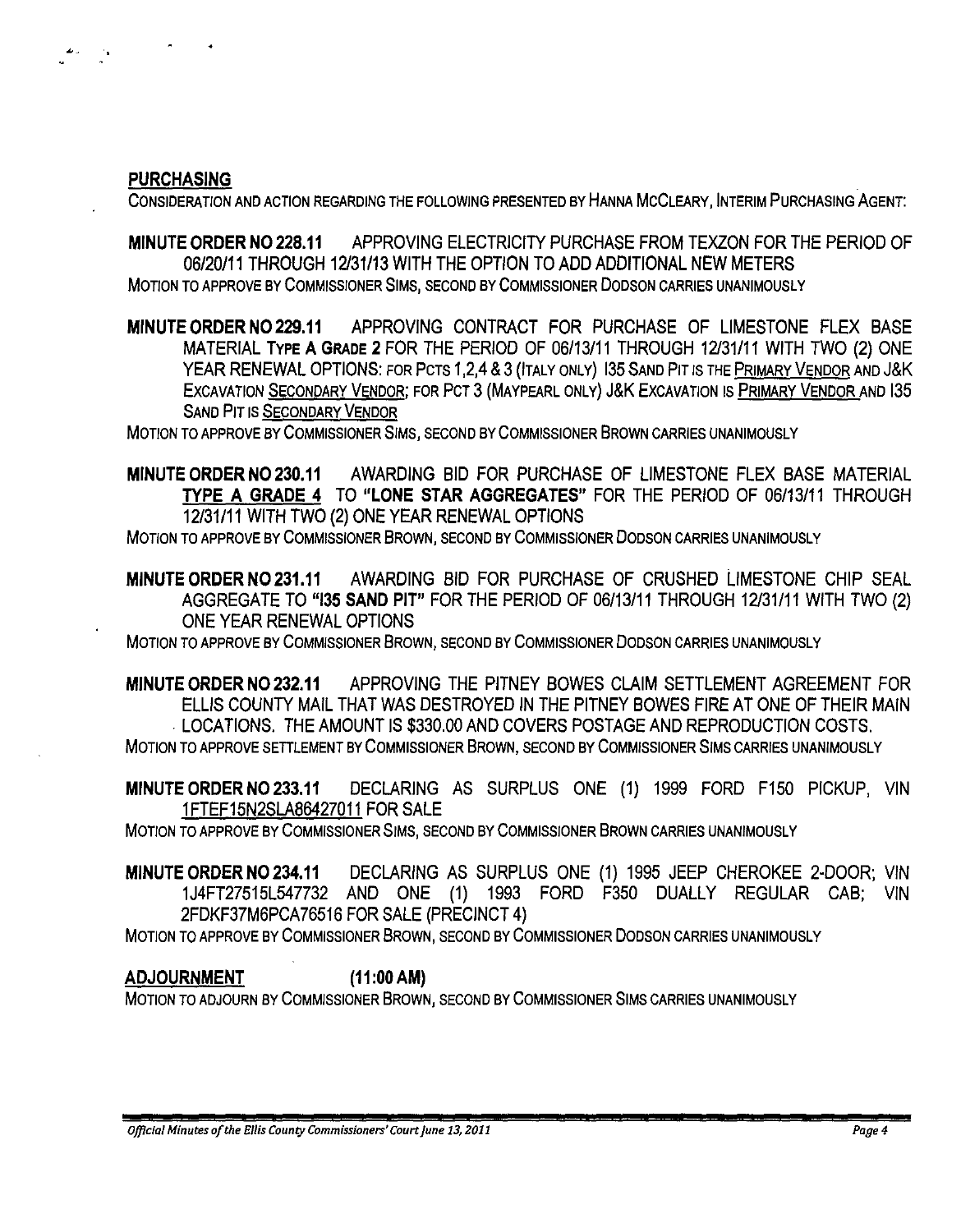## PURCHASING

CONSIDERATION AND ACTION REGARDING THE FOLLOWING PRESENTED BY HANNA MCCLEARY, INTERIM PURCHASING AGENT:

**MINUTE ORDER NO 228.11** APPROVING ELECTRICITY PURCHASE FROM TEXZON FOR THE PERIOD OF 06/20/11 THROUGH 12/31/13 WITH THE OPTION TO ADD ADDITIONAL NEW METERS

MOTION TO APPROVE BY COMMISSIONER SIMS, SECOND BY COMMISSIONER DODSON CARRIES UNANIMOUSLY

**MINUTE ORDER NO 229.11** APPROVING CONTRACT FOR PURCHASE OF LIMESTONE FLEX BASE MATERIAL **TYPE A GRADE 2** FOR THE PERIOD OF 06/13/11 THROUGH 12/31/11 WITH TWO (2) ONE YEAR RENEWAL OPTIONS: FOR PCTS 1,2,4 & 3 (ITALY ONLY) I35 SAND PIT IS THE PRIMARY VENDOR AND J&K EXCAVATION SECONDARY VENDOR; FOR PCT 3 (MAYPEARL ONLY) J&K EXCAVATION IS PRIMARY VENDOR AND I35 SAND PIT IS SECONDARY VENDOR

MOTION TO APPROVE BY COMMISSIONER SIMS, SECOND BY COMMISSIONER BROWN CARRIES UNANIMOUSLY

**MINUTE ORDER NO 230.11** AWARDING BID FOR PURCHASE OF LIMESTONE FLEX BASE MATERIAL **TYPE A GRADE 4** TO **"LONE STAR AGGREGATES"** FOR THE PERIOD OF 06/13/11 THROUGH 12/31/11 WITH TWO (2) ONE YEAR RENEWAL OPTIONS

MOTION TO APPROVE BY COMMISSIONER BROWN, SECOND BY COMMISSIONER DODSON CARRIES UNANIMOUSLY

**MINUTE ORDER NO 231.11** AWARDING BID FOR PURCHASE OF CRUSHED LIMESTONE CHIP SEAL AGGREGATE TO **"I35 SAND PIT"** FOR THE PERIOD OF 06/13/11 THROUGH 12/31/11 WITH TWO (2) ONE YEAR RENEWAL OPTIONS

MOTION TO APPROVE BY COMMISSIONER BROWN, SECOND BY COMMISSIONER DODSON CARRIES UNANIMOUSLY

**MINUTE ORDER NO 232.11** APPROVING THE PITNEY BOWES CLAIM SETTLEMENT AGREEMENT FOR ELLIS COUNTY MAIL THAT WAS DESTROYED IN THE PITNEY BOWES FIRE AT ONE OF THEIR MAIN LOCATIONS. THE AMOUNT IS $330.00 AND COVERS POSTAGE AND REPRODUCTION COSTS.

MOTION TO APPROVE SETTLEMENT BY COMMISSIONER BROWN, SECOND BY COMMISSIONER SIMS CARRIES UNANIMOUSLY

**MINUTE ORDER NO 233.11** DECLARING AS SURPLUS ONE (1) 1999 FORD F150 PICKUP, VIN 1FTEF15N2SLA86427011 FOR SALE

MOTION TO APPROVE BY COMMISSIONER SIMS, SECOND BY COMMISSIONER BROWN CARRIES UNANIMOUSLY

**MINUTE ORDER NO 234.11** DECLARING AS SURPLUS ONE (1) 1995 JEEP CHEROKEE 2-DOOR; VIN 1J4FT27515L547732 AND ONE (1) 1993 FORD F350 DUALLY REGULAR CAB; VIN 2FDKF37M6PCA76516 FOR SALE (PRECINCT 4)

MOTION TO APPROVE BY COMMISSIONER BROWN, SECOND BY COMMISSIONER DODSON CARRIES UNANIMOUSLY

## ADJOURNMENT (11:00 AM)

MOTION TO ADJOURN BY COMMISSIONER BROWN, SECOND BY COMMISSIONER SIMS CARRIES UNANIMOUSLY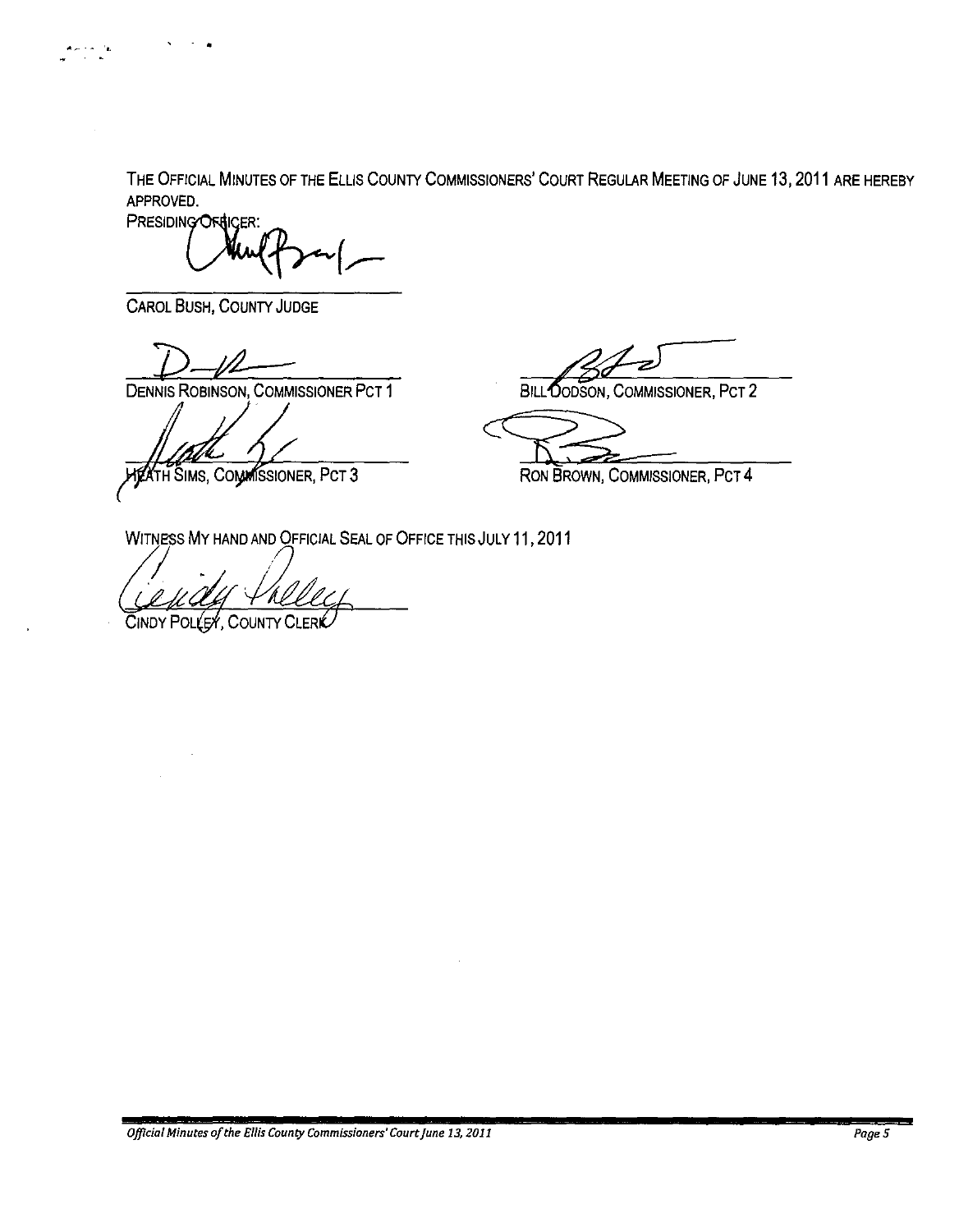THE OFFICIAL MINUTES OF THE ELLIS COUNTY COMMISSIONERS' COURT REGULAR MEETING OF JUNE 13, 2011 ARE HEREBY APPROVED.

PRESIDING OFFICER:

CAROL BUSH, COUNTY JUDGE

DENNIS ROBINSON, COMMISSIONER PCT 1

BILL DODSON, COMMISSIONER, PCT 2

HEATH SIMS, COMMISSIONER, PCT 3

RON BROWN, COMMISSIONER, PCT 4

WITNESS MY HAND AND OFFICIAL SEAL OF OFFICE THIS JULY 11, 2011

CINDY POLLEY, COUNTY CLERK